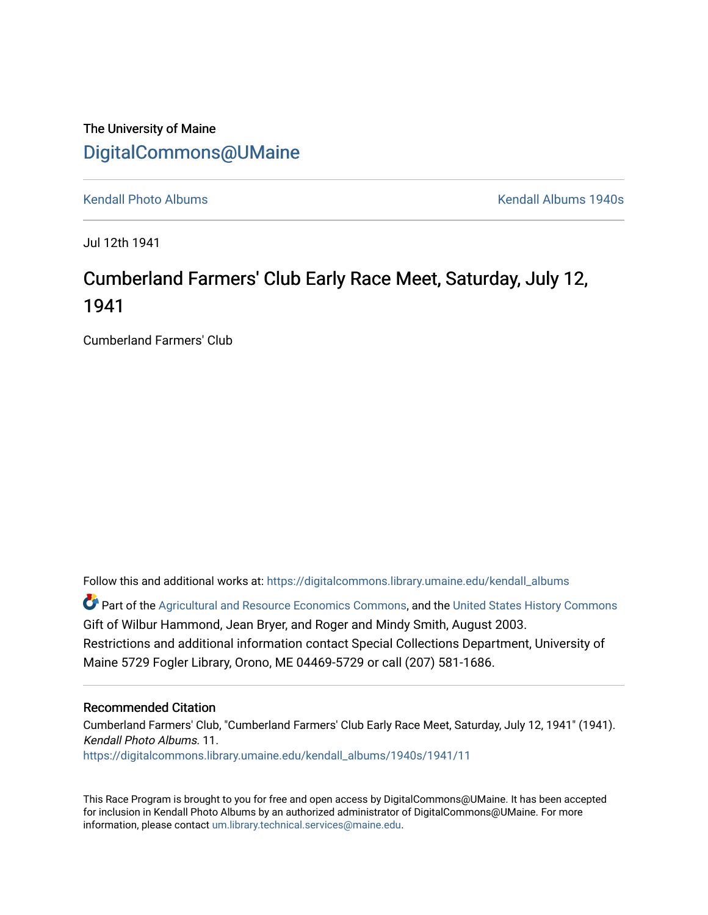The University of Maine

# DigitalCommons@UMaine

Kendall Photo Albums | Kendall Albums 1940s

---

Jul 12th 1941

## Cumberland Farmers' Club Early Race Meet, Saturday, July 12, 1941

Cumberland Farmers' Club

Follow this and additional works at: https://digitalcommons.library.umaine.edu/kendall_albums

Part of the Agricultural and Resource Economics Commons, and the United States History Commons

Gift of Wilbur Hammond, Jean Bryer, and Roger and Mindy Smith, August 2003.

Restrictions and additional information contact Special Collections Department, University of Maine 5729 Fogler Library, Orono, ME 04469-5729 or call (207) 581-1686.

---

### Recommended Citation

Cumberland Farmers' Club, "Cumberland Farmers' Club Early Race Meet, Saturday, July 12, 1941" (1941). *Kendall Photo Albums*. 11.
https://digitalcommons.library.umaine.edu/kendall_albums/1940s/1941/11

This Race Program is brought to you for free and open access by DigitalCommons@UMaine. It has been accepted for inclusion in Kendall Photo Albums by an authorized administrator of DigitalCommons@UMaine. For more information, please contact um.library.technical.services@maine.edu.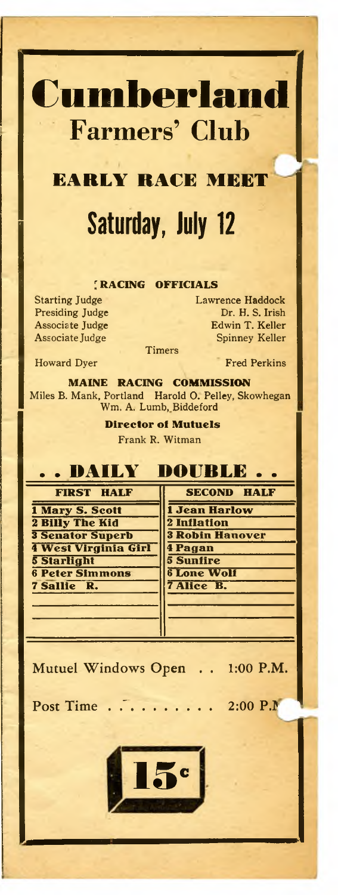# Cumberland
## Farmers' Club

## EARLY RACE MEET

## Saturday, July 12

### RACING OFFICIALS

| | |
|---|---|
| Starting Judge | Lawrence Haddock |
| Presiding Judge | Dr. H. S. Irish |
| Associate Judge | Edwin T. Keller |
| Associate Judge | Spinney Keller |

Timers

Howard Dyer　　Fred Perkins

### MAINE RACING COMMISSION

Miles B. Mank, Portland　Harold O. Pelley, Skowhegan
Wm. A. Lumb, Biddeford

### Director of Mutuels

Frank R. Witman

## . . DAILY DOUBLE . .

| FIRST HALF | SECOND HALF |
|---|---|
| 1 Mary S. Scott | 1 Jean Harlow |
| 2 Billy The Kid | 2 Inflation |
| 3 Senator Superb | 3 Robin Hanover |
| 4 West Virginia Girl | 4 Pagan |
| 5 Starlight | 5 Sunfire |
| 6 Peter Simmons | 6 Lone Wolf |
| 7 Sallie R. | 7 Alice B. |

Mutuel Windows Open . . 1:00 P.M.

Post Time . . . . . . . . . . 2:00 P.M.

15c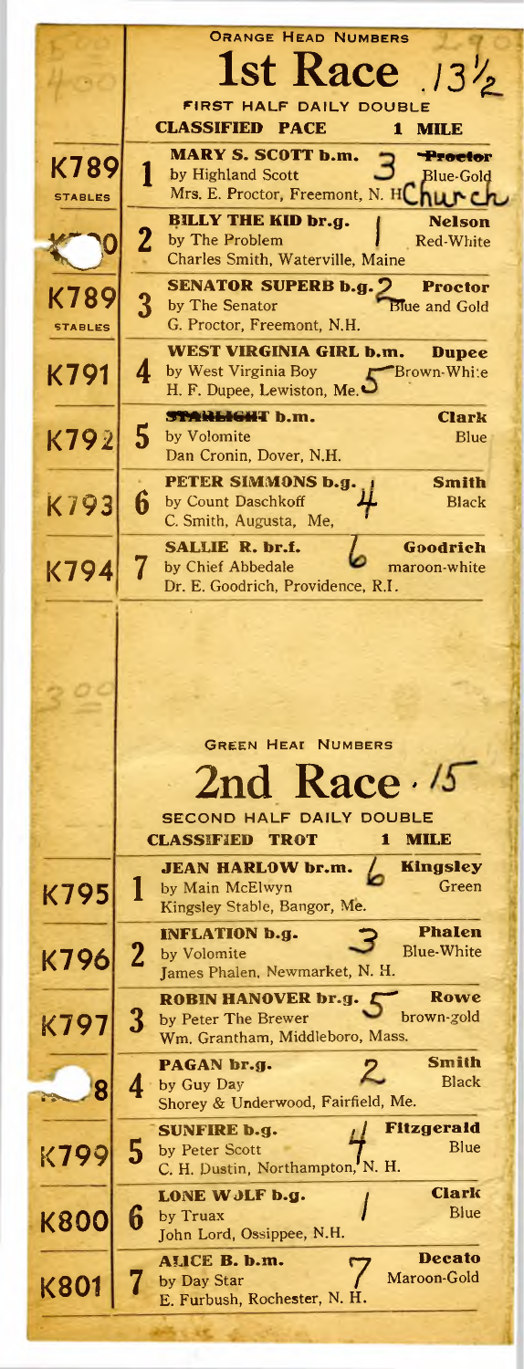ORANGE HEAD NUMBERS

# 1st Race

FIRST HALF DAILY DOUBLE

**CLASSIFIED PACE** — **1 MILE**

| Stable | No. | Horse | Driver / Colors |
|---|---|---|---|
| K789 STABLES | 1 | **MARY S. SCOTT b.m.** by Highland Scott — Mrs. E. Proctor, Freemont, N. H. | ~~Proctor~~ Church — Blue-Gold |
| K790 | 2 | **BILLY THE KID br.g.** by The Problem — Charles Smith, Waterville, Maine | **Nelson** — Red-White |
| K789 STABLES | 3 | **SENATOR SUPERB b.g.** by The Senator — G. Proctor, Freemont, N.H. | **Proctor** — Blue and Gold |
| K791 | 4 | **WEST VIRGINIA GIRL b.m.** by West Virginia Boy — H. F. Dupee, Lewiston, Me. | **Dupee** — Brown-White |
| K792 | 5 | **~~STARLIGHT~~ b.m.** by Volomite — Dan Cronin, Dover, N.H. | **Clark** — Blue |
| K793 | 6 | **PETER SIMMONS b.g.** by Count Daschkoff — C. Smith, Augusta, Me, | **Smith** — Black |
| K794 | 7 | **SALLIE R. br.f.** by Chief Abbedale — Dr. E. Goodrich, Providence, R.I. | **Goodrich** — maroon-white |

GREEN HEAD NUMBERS

# 2nd Race

SECOND HALF DAILY DOUBLE

**CLASSIFIED TROT** — **1 MILE**

| Stable | No. | Horse | Driver / Colors |
|---|---|---|---|
| K795 | 1 | **JEAN HARLOW br.m.** by Main McElwyn — Kingsley Stable, Bangor, Me. | **Kingsley** — Green |
| K796 | 2 | **INFLATION b.g.** by Volomite — James Phalen, Newmarket, N. H. | **Phalen** — Blue-White |
| K797 | 3 | **ROBIN HANOVER br.g.** by Peter The Brewer — Wm. Grantham, Middleboro, Mass. | **Rowe** — brown-gold |
| K798 | 4 | **PAGAN br.g.** by Guy Day — Shorey & Underwood, Fairfield, Me. | **Smith** — Black |
| K799 | 5 | **SUNFIRE b.g.** by Peter Scott — C. H. Dustin, Northampton, N. H. | **Fitzgerald** — Blue |
| K800 | 6 | **LONE WOLF b.g.** by Truax — John Lord, Ossippee, N.H. | **Clark** — Blue |
| K801 | 7 | **ALICE B. b.m.** by Day Star — E. Furbush, Rochester, N. H. | **Decato** — Maroon-Gold |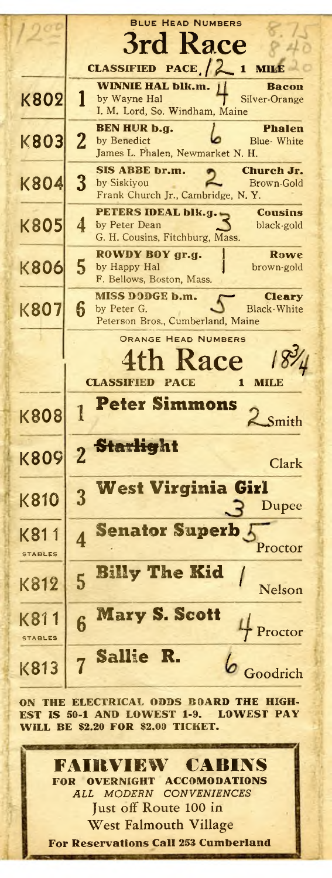**BLUE HEAD NUMBERS**

## 3rd Race

**CLASSIFIED PACE 1 MILE**

| | | | |
|---|---|---|---|
| K802 | 1 | **WINNIE HAL blk.m.** by Wayne Hal<br>I. M. Lord, So. Windham, Maine | **Bacon**<br>Silver-Orange |
| K803 | 2 | **BEN HUR b.g.** by Benedict<br>James L. Phalen, Newmarket N. H. | **Phalen**<br>Blue- White |
| K804 | 3 | **SIS ABBE br.m.** by Siskiyou<br>Frank Church Jr., Cambridge, N. Y. | **Church Jr.**<br>Brown-Gold |
| K805 | 4 | **PETERS IDEAL blk.g.** by Peter Dean<br>G. H. Cousins, Fitchburg, Mass. | **Cousins**<br>black-gold |
| K806 | 5 | **ROWDY BOY gr.g.** by Happy Hal<br>F. Bellows, Boston, Mass. | **Rowe**<br>brown-gold |
| K807 | 6 | **MISS DODGE b.m.** by Peter G.<br>Peterson Bros., Cumberland, Maine | **Cleary**<br>Black-White |

**ORANGE HEAD NUMBERS**

## 4th Race

**CLASSIFIED PACE 1 MILE**

| | | | |
|---|---|---|---|
| K808 | 1 | **Peter Simmons** | Smith |
| K809 | 2 | **Starlight** | Clark |
| K810 | 3 | **West Virginia Girl** | Dupee |
| K811 STABLES | 4 | **Senator Superb** | Proctor |
| K812 | 5 | **Billy The Kid** | Nelson |
| K811 STABLES | 6 | **Mary S. Scott** | Proctor |
| K813 | 7 | **Sallie R.** | Goodrich |

**ON THE ELECTRICAL ODDS BOARD THE HIGHEST IS 50-1 AND LOWEST 1-9. LOWEST PAY WILL BE $2.20 FOR $2.00 TICKET.**

**FAIRVIEW CABINS**
**FOR OVERNIGHT ACCOMODATIONS**
*ALL MODERN CONVENIENCES*
Just off Route 100 in
West Falmouth Village
**For Reservations Call 253 Cumberland**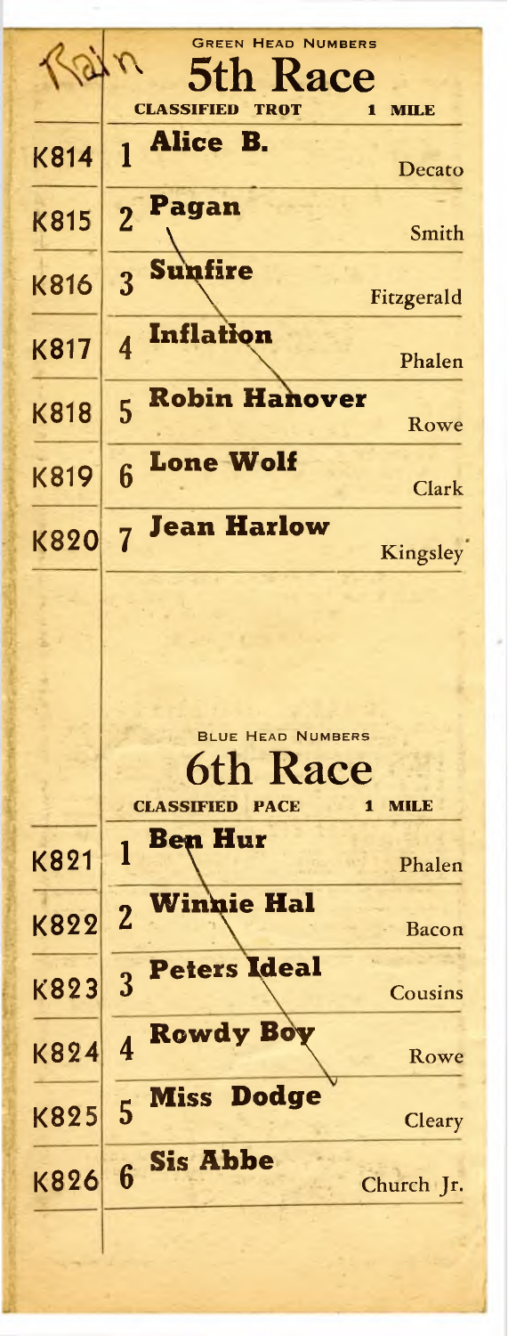Rain

GREEN HEAD NUMBERS

## 5th Race

**CLASSIFIED TROT** **1 MILE**

| | | Horse | Driver |
|---|---|---|---|
| K814 | 1 | **Alice B.** | Decato |
| K815 | 2 | **Pagan** | Smith |
| K816 | 3 | **Sunfire** | Fitzgerald |
| K817 | 4 | **Inflation** | Phalen |
| K818 | 5 | **Robin Hanover** | Rowe |
| K819 | 6 | **Lone Wolf** | Clark |
| K820 | 7 | **Jean Harlow** | Kingsley |

BLUE HEAD NUMBERS

## 6th Race

**CLASSIFIED PACE** **1 MILE**

| | | Horse | Driver |
|---|---|---|---|
| K821 | 1 | **Ben Hur** | Phalen |
| K822 | 2 | **Winnie Hal** | Bacon |
| K823 | 3 | **Peters Ideal** | Cousins |
| K824 | 4 | **Rowdy Boy** | Rowe |
| K825 | 5 | **Miss Dodge** | Cleary |
| K826 | 6 | **Sis Abbe** | Church Jr. |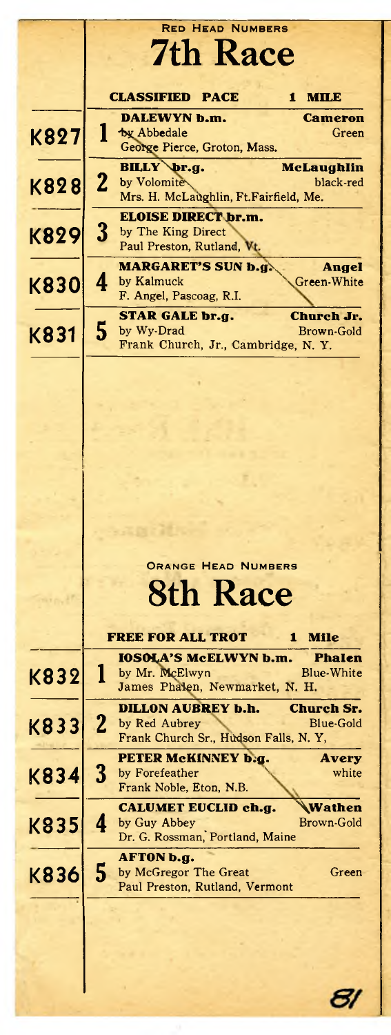RED HEAD NUMBERS

# 7th Race

**CLASSIFIED PACE** — **1 MILE**

| Number | Post | Horse | Driver / Colors |
|---|---|---|---|
| K827 | 1 | **DALEWYN b.m.** by Abbedale — George Pierce, Groton, Mass. | **Cameron** Green |
| K828 | 2 | **BILLY br.g.** by Volomite — Mrs. H. McLaughlin, Ft.Fairfield, Me. | **McLaughlin** black-red |
| K829 | 3 | **ELOISE DIRECT br.m.** by The King Direct — Paul Preston, Rutland, Vt. | |
| K830 | 4 | **MARGARET'S SUN b.g.** by Kalmuck — F. Angel, Pascoag, R.I. | **Angel** Green-White |
| K831 | 5 | **STAR GALE br.g.** by Wy-Drad — Frank Church, Jr., Cambridge, N. Y. | **Church Jr.** Brown-Gold |

ORANGE HEAD NUMBERS

# 8th Race

**FREE FOR ALL TROT** — **1 Mile**

| Number | Post | Horse | Driver / Colors |
|---|---|---|---|
| K832 | 1 | **IOSOLA'S McELWYN b.m.** by Mr. McElwyn — James Phalen, Newmarket, N. H. | **Phalen** Blue-White |
| K833 | 2 | **DILLON AUBREY b.h.** by Red Aubrey — Frank Church Sr., Hudson Falls, N. Y, | **Church Sr.** Blue-Gold |
| K834 | 3 | **PETER McKINNEY b.g.** by Forefeather — Frank Noble, Eton, N.B. | **Avery** white |
| K835 | 4 | **CALUMET EUCLID ch.g.** by Guy Abbey — Dr. G. Rossman, Portland, Maine | **Wathen** Brown-Gold |
| K836 | 5 | **AFTON b.g.** by McGregor The Great — Paul Preston, Rutland, Vermont | Green |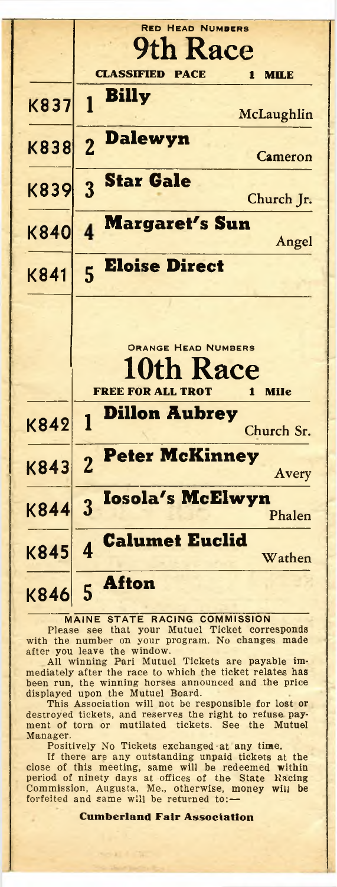RED HEAD NUMBERS

## 9th Race

**CLASSIFIED PACE** **1 MILE**

| | | | |
|---|---|---|---|
| K837 | 1 | **Billy** | McLaughlin |
| K838 | 2 | **Dalewyn** | Cameron |
| K839 | 3 | **Star Gale** | Church Jr. |
| K840 | 4 | **Margaret's Sun** | Angel |
| K841 | 5 | **Eloise Direct** | |

ORANGE HEAD NUMBERS

## 10th Race

**FREE FOR ALL TROT** **1 Mile**

| | | | |
|---|---|---|---|
| K842 | 1 | **Dillon Aubrey** | Church Sr. |
| K843 | 2 | **Peter McKinney** | Avery |
| K844 | 3 | **Iosola's McElwyn** | Phalen |
| K845 | 4 | **Calumet Euclid** | Wathen |
| K846 | 5 | **Afton** | |

MAINE STATE RACING COMMISSION

Please see that your Mutuel Ticket corresponds with the number on your program. No changes made after you leave the window.

All winning Pari Mutuel Tickets are payable immediately after the race to which the ticket relates has been run, the winning horses announced and the price displayed upon the Mutuel Board.

This Association will not be responsible for lost or destroyed tickets, and reserves the right to refuse payment of torn or mutilated tickets. See the Mutuel Manager.

Positively No Tickets exchanged at any time.

If there are any outstanding unpaid tickets at the close of this meeting, same will be redeemed within period of ninety days at offices of the State Racing Commission, Augusta, Me., otherwise, money will be forfeited and same will be returned to:—

**Cumberland Fair Association**